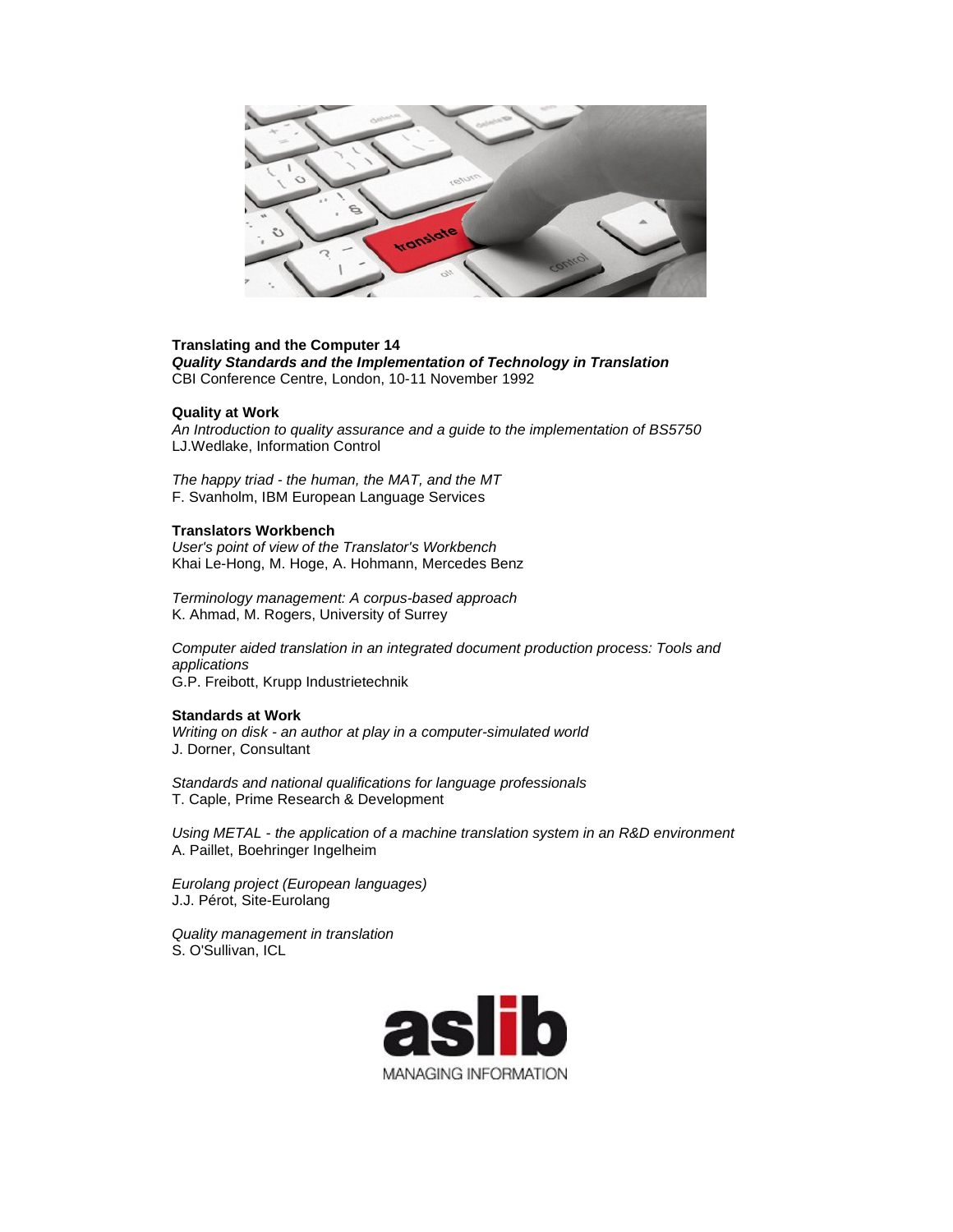**Translating and the Computer 14**

***Quality Standards and the Implementation of Technology in Translation***

CBI Conference Centre, London, 10-11 November 1992

**Quality at Work**

*An Introduction to quality assurance and a guide to the implementation of BS5750*
LJ.Wedlake, Information Control

*The happy triad - the human, the MAT, and the MT*
F. Svanholm, IBM European Language Services

**Translators Workbench**

*User's point of view of the Translator's Workbench*
Khai Le-Hong, M. Hoge, A. Hohmann, Mercedes Benz

*Terminology management: A corpus-based approach*
K. Ahmad, M. Rogers, University of Surrey

*Computer aided translation in an integrated document production process: Tools and applications*
G.P. Freibott, Krupp Industrietechnik

**Standards at Work**

*Writing on disk - an author at play in a computer-simulated world*
J. Dorner, Consultant

*Standards and national qualifications for language professionals*
T. Caple, Prime Research & Development

*Using METAL - the application of a machine translation system in an R&D environment*
A. Paillet, Boehringer Ingelheim

*Eurolang project (European languages)*
J.J. Pérot, Site-Eurolang

*Quality management in translation*
S. O'Sullivan, ICL

aslib
MANAGING INFORMATION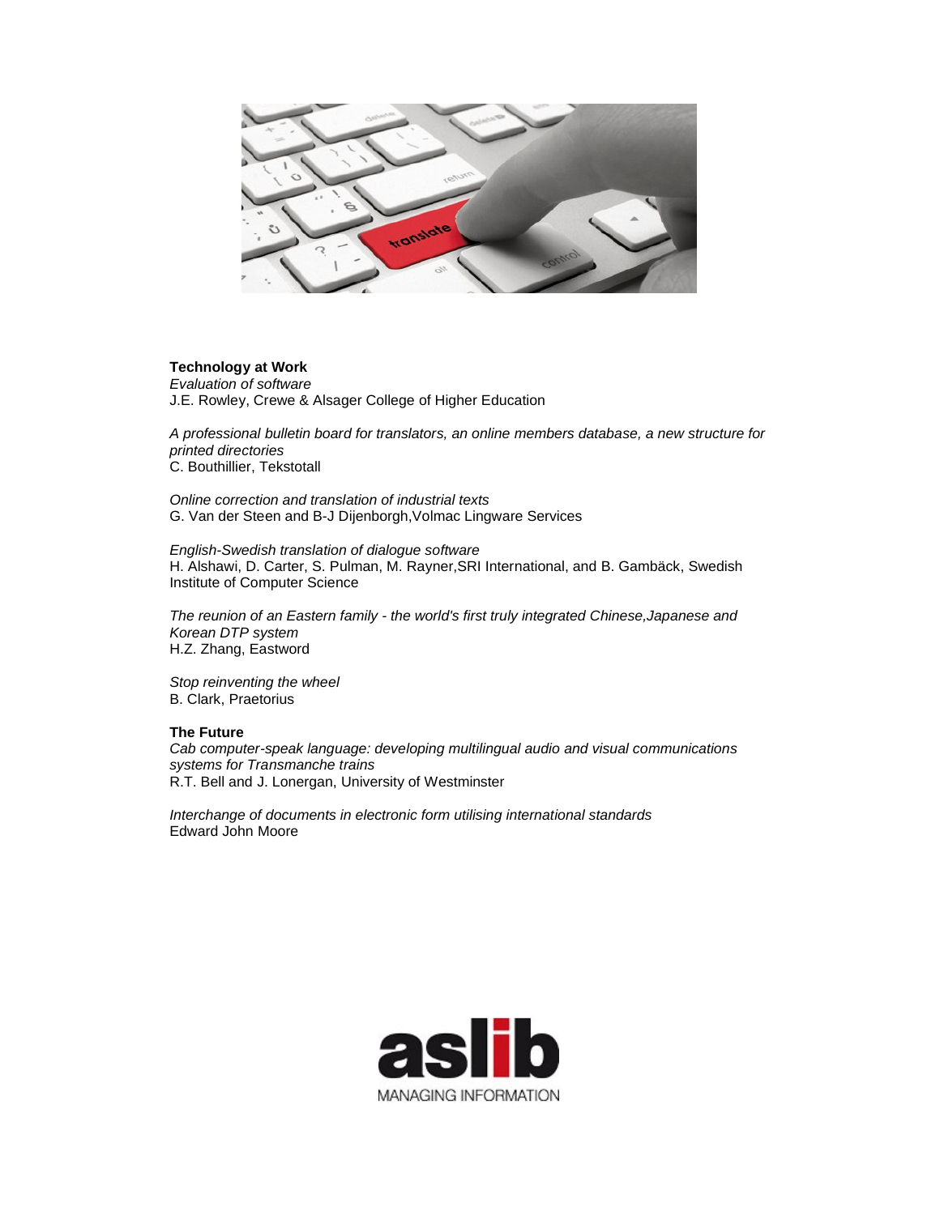**Technology at Work**

*Evaluation of software*
J.E. Rowley, Crewe & Alsager College of Higher Education

*A professional bulletin board for translators, an online members database, a new structure for printed directories*
C. Bouthillier, Tekstotall

*Online correction and translation of industrial texts*
G. Van der Steen and B-J Dijenborgh,Volmac Lingware Services

*English-Swedish translation of dialogue software*
H. Alshawi, D. Carter, S. Pulman, M. Rayner,SRI International, and B. Gambäck, Swedish Institute of Computer Science

*The reunion of an Eastern family - the world's first truly integrated Chinese,Japanese and Korean DTP system*
H.Z. Zhang, Eastword

*Stop reinventing the wheel*
B. Clark, Praetorius

**The Future**

*Cab computer-speak language: developing multilingual audio and visual communications systems for Transmanche trains*
R.T. Bell and J. Lonergan, University of Westminster

*Interchange of documents in electronic form utilising international standards*
Edward John Moore